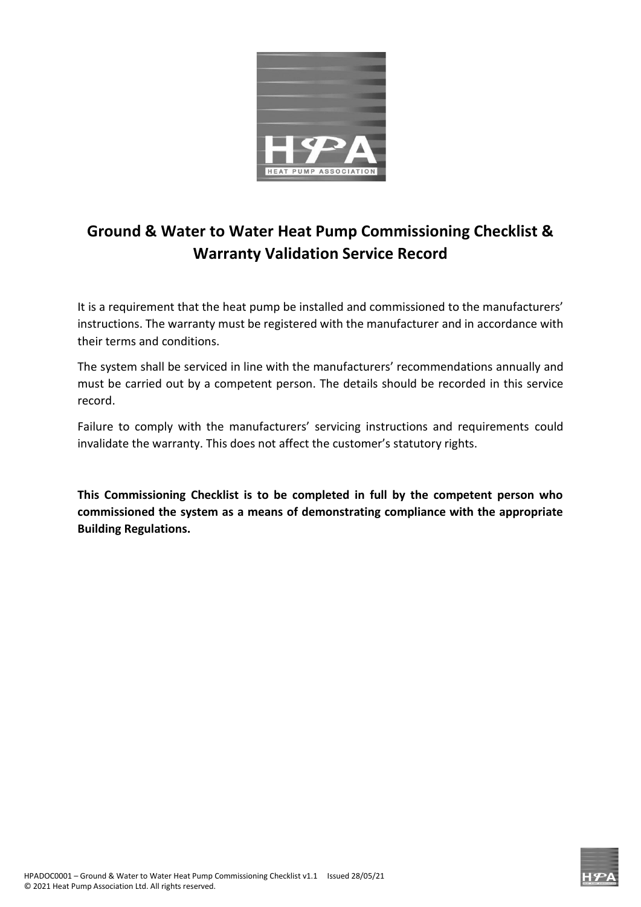# Ground & Water to Water Heat Pump Commissioning Checklist & Warranty Validation Service Record

It is a requirement that the heat pump be installed and commissioned to the manufacturers' instructions. The warranty must be registered with the manufacturer and in accordance with their terms and conditions.

The system shall be serviced in line with the manufacturers' recommendations annually and must be carried out by a competent person. The details should be recorded in this service record.

Failure to comply with the manufacturers' servicing instructions and requirements could invalidate the warranty. This does not affect the customer's statutory rights.

**This Commissioning Checklist is to be completed in full by the competent person who commissioned the system as a means of demonstrating compliance with the appropriate Building Regulations.**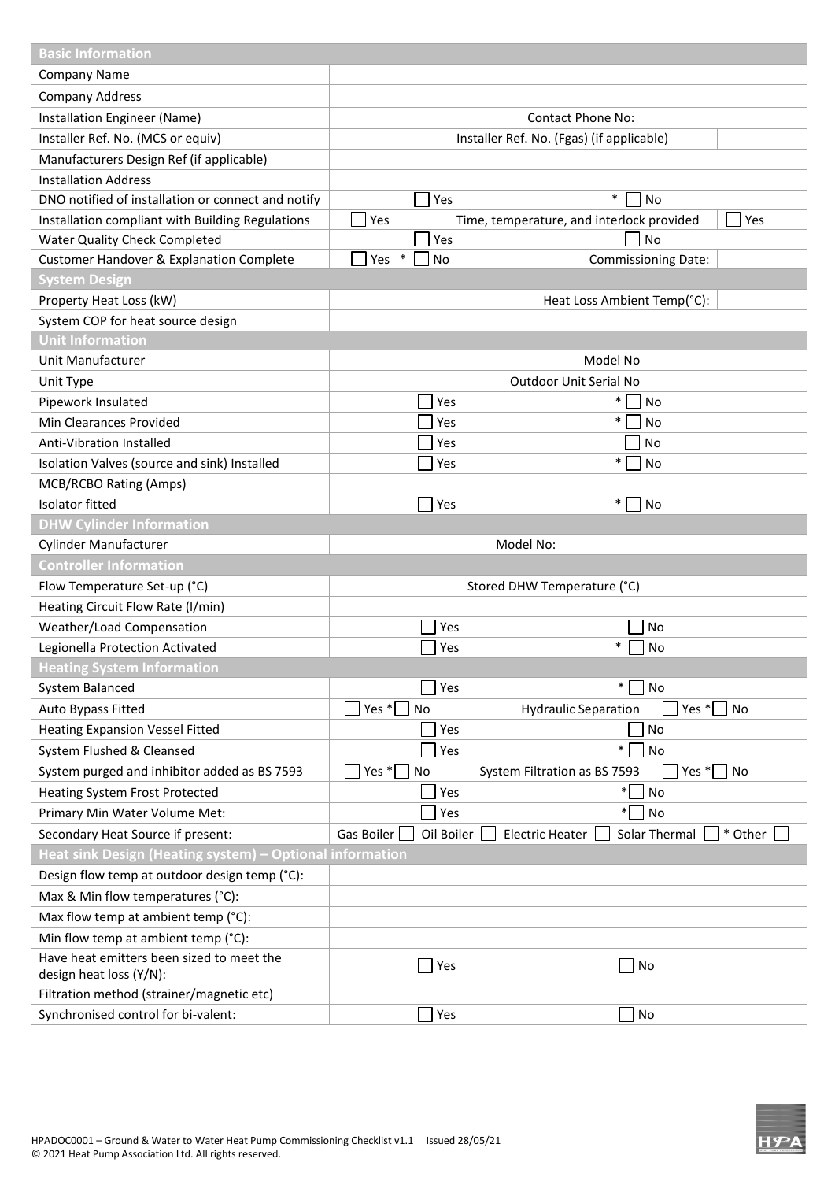| Basic Information | | | |
|---|---|---|---|
| Company Name | | | |
| Company Address | | | |
| Installation Engineer (Name) | | Contact Phone No: | |
| Installer Ref. No. (MCS or equiv) | | Installer Ref. No. (Fgas) (if applicable) | |
| Manufacturers Design Ref (if applicable) | | | |
| Installation Address | | | |
| DNO notified of installation or connect and notify | ☐ Yes | * ☐ No | |
| Installation compliant with Building Regulations | ☐ Yes | Time, temperature, and interlock provided | ☐ Yes |
| Water Quality Check Completed | ☐ Yes | ☐ No | |
| Customer Handover & Explanation Complete | ☐ Yes * ☐ No | Commissioning Date: | |
| **System Design** | | | |
| Property Heat Loss (kW) | | Heat Loss Ambient Temp(°C): | |
| System COP for heat source design | | | |
| **Unit Information** | | | |
| Unit Manufacturer | | Model No | |
| Unit Type | | Outdoor Unit Serial No | |
| Pipework Insulated | ☐ Yes | * ☐ No | |
| Min Clearances Provided | ☐ Yes | * ☐ No | |
| Anti-Vibration Installed | ☐ Yes | ☐ No | |
| Isolation Valves (source and sink) Installed | ☐ Yes | * ☐ No | |
| MCB/RCBO Rating (Amps) | | | |
| Isolator fitted | ☐ Yes | * ☐ No | |
| **DHW Cylinder Information** | | | |
| Cylinder Manufacturer | | Model No: | |
| **Controller Information** | | | |
| Flow Temperature Set-up (°C) | | Stored DHW Temperature (°C) | |
| Heating Circuit Flow Rate (l/min) | | | |
| Weather/Load Compensation | ☐ Yes | ☐ No | |
| Legionella Protection Activated | ☐ Yes | * ☐ No | |
| **Heating System Information** | | | |
| System Balanced | ☐ Yes | * ☐ No | |
| Auto Bypass Fitted | ☐ Yes * ☐ No | Hydraulic Separation | ☐ Yes * ☐ No |
| Heating Expansion Vessel Fitted | ☐ Yes | ☐ No | |
| System Flushed & Cleansed | ☐ Yes | * ☐ No | |
| System purged and inhibitor added as BS 7593 | ☐ Yes * ☐ No | System Filtration as BS 7593 | ☐ Yes * ☐ No |
| Heating System Frost Protected | ☐ Yes | * ☐ No | |
| Primary Min Water Volume Met: | ☐ Yes | * ☐ No | |
| Secondary Heat Source if present: | Gas Boiler ☐ Oil Boiler ☐ | Electric Heater ☐ Solar Thermal ☐ | * Other ☐ |
| **Heat sink Design (Heating system) – Optional information** | | | |
| Design flow temp at outdoor design temp (°C): | | | |
| Max & Min flow temperatures (°C): | | | |
| Max flow temp at ambient temp (°C): | | | |
| Min flow temp at ambient temp (°C): | | | |
| Have heat emitters been sized to meet the design heat loss (Y/N): | ☐ Yes | ☐ No | |
| Filtration method (strainer/magnetic etc) | | | |
| Synchronised control for bi-valent: | ☐ Yes | ☐ No | |

HPADOC0001 – Ground & Water to Water Heat Pump Commissioning Checklist v1.1 Issued 28/05/21
© 2021 Heat Pump Association Ltd. All rights reserved.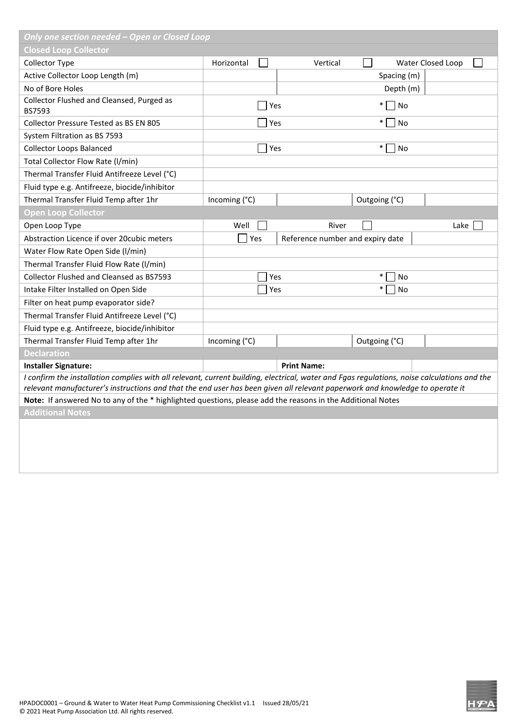| *Only one section needed – Open or Closed Loop* | | | |
|---|---|---|---|
| **Closed Loop Collector** | | | |
| Collector Type | Horizontal ☐ | Vertical ☐ | Water Closed Loop ☐ |
| Active Collector Loop Length (m) | | Spacing (m) | |
| No of Bore Holes | | Depth (m) | |
| Collector Flushed and Cleansed, Purged as BS7593 | ☐ Yes | * ☐ No | |
| Collector Pressure Tested as BS EN 805 | ☐ Yes | * ☐ No | |
| System Filtration as BS 7593 | | | |
| Collector Loops Balanced | ☐ Yes | * ☐ No | |
| Total Collector Flow Rate (l/min) | | | |
| Thermal Transfer Fluid Antifreeze Level (°C) | | | |
| Fluid type e.g. Antifreeze, biocide/inhibitor | | | |
| Thermal Transfer Fluid Temp after 1hr | Incoming (°C) | | Outgoing (°C) |
| **Open Loop Collector** | | | |
| Open Loop Type | Well ☐ | River ☐ | Lake ☐ |
| Abstraction Licence if over 20cubic meters | ☐ Yes | Reference number and expiry date | |
| Water Flow Rate Open Side (l/min) | | | |
| Thermal Transfer Fluid Flow Rate (l/min) | | | |
| Collector Flushed and Cleansed as BS7593 | ☐ Yes | * ☐ No | |
| Intake Filter Installed on Open Side | ☐ Yes | * ☐ No | |
| Filter on heat pump evaporator side? | | | |
| Thermal Transfer Fluid Antifreeze Level (°C) | | | |
| Fluid type e.g. Antifreeze, biocide/inhibitor | | | |
| Thermal Transfer Fluid Temp after 1hr | Incoming (°C) | | Outgoing (°C) |
| **Declaration** | | | |
| **Installer Signature:** | | **Print Name:** | |

*I confirm the installation complies with all relevant, current building, electrical, water and Fgas regulations, noise calculations and the relevant manufacturer's instructions and that the end user has been given all relevant paperwork and knowledge to operate it*

**Note:** If answered No to any of the * highlighted questions, please add the reasons in the Additional Notes

**Additional Notes**

HPADOC0001 – Ground & Water to Water Heat Pump Commissioning Checklist v1.1 Issued 28/05/21
© 2021 Heat Pump Association Ltd. All rights reserved.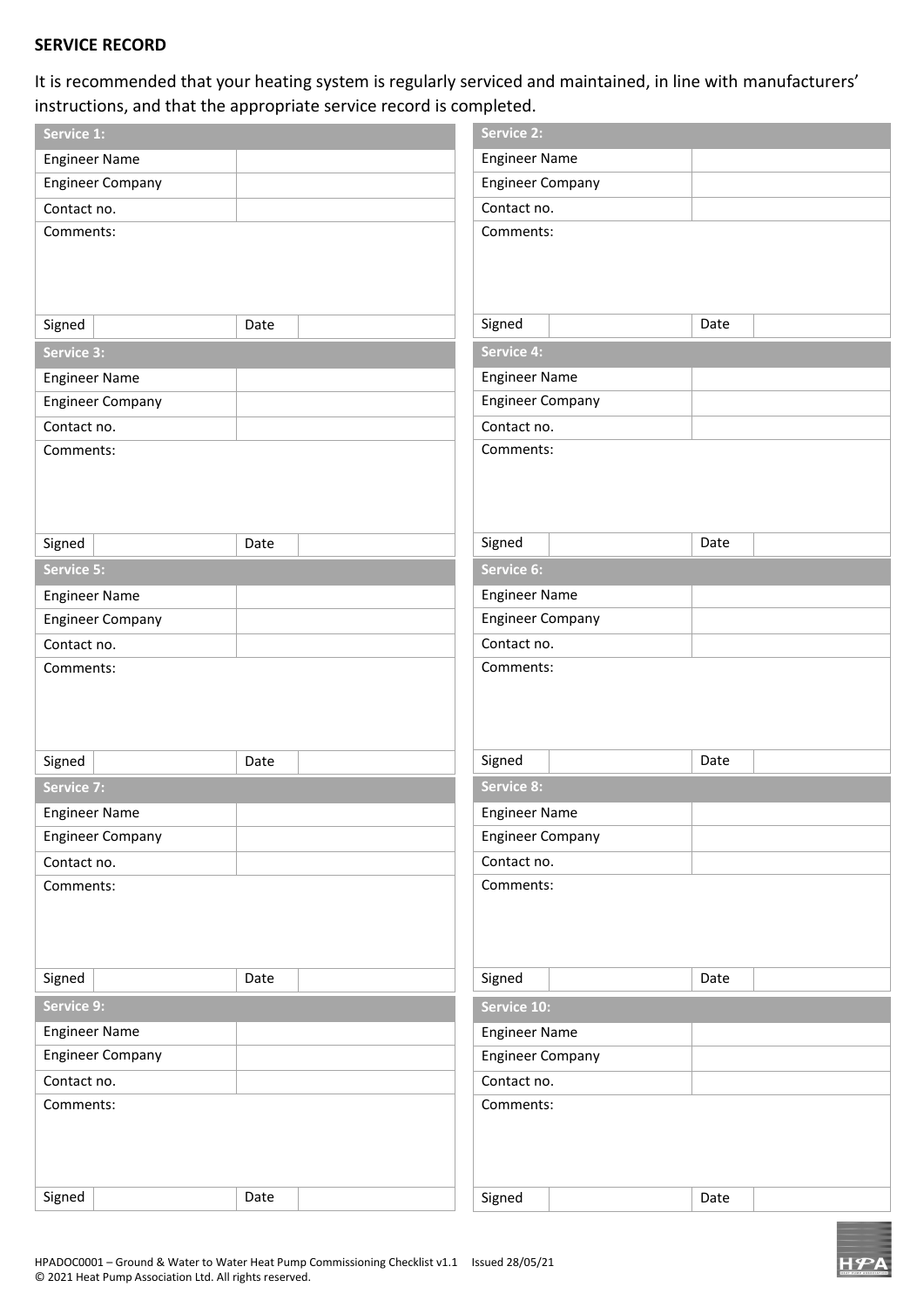**SERVICE RECORD**

It is recommended that your heating system is regularly serviced and maintained, in line with manufacturers' instructions, and that the appropriate service record is completed.

| **Service 1:** | | | |
|---|---|---|---|
| Engineer Name | | | |
| Engineer Company | | | |
| Contact no. | | | |
| Comments: | | | |
| Signed | | Date | |

| **Service 2:** | | | |
|---|---|---|---|
| Engineer Name | | | |
| Engineer Company | | | |
| Contact no. | | | |
| Comments: | | | |
| Signed | | Date | |

| **Service 3:** | | | |
|---|---|---|---|
| Engineer Name | | | |
| Engineer Company | | | |
| Contact no. | | | |
| Comments: | | | |
| Signed | | Date | |

| **Service 4:** | | | |
|---|---|---|---|
| Engineer Name | | | |
| Engineer Company | | | |
| Contact no. | | | |
| Comments: | | | |
| Signed | | Date | |

| **Service 5:** | | | |
|---|---|---|---|
| Engineer Name | | | |
| Engineer Company | | | |
| Contact no. | | | |
| Comments: | | | |
| Signed | | Date | |

| **Service 6:** | | | |
|---|---|---|---|
| Engineer Name | | | |
| Engineer Company | | | |
| Contact no. | | | |
| Comments: | | | |
| Signed | | Date | |

| **Service 7:** | | | |
|---|---|---|---|
| Engineer Name | | | |
| Engineer Company | | | |
| Contact no. | | | |
| Comments: | | | |
| Signed | | Date | |

| **Service 8:** | | | |
|---|---|---|---|
| Engineer Name | | | |
| Engineer Company | | | |
| Contact no. | | | |
| Comments: | | | |
| Signed | | Date | |

| **Service 9:** | | | |
|---|---|---|---|
| Engineer Name | | | |
| Engineer Company | | | |
| Contact no. | | | |
| Comments: | | | |
| Signed | | Date | |

| **Service 10:** | | | |
|---|---|---|---|
| Engineer Name | | | |
| Engineer Company | | | |
| Contact no. | | | |
| Comments: | | | |
| Signed | | Date | |